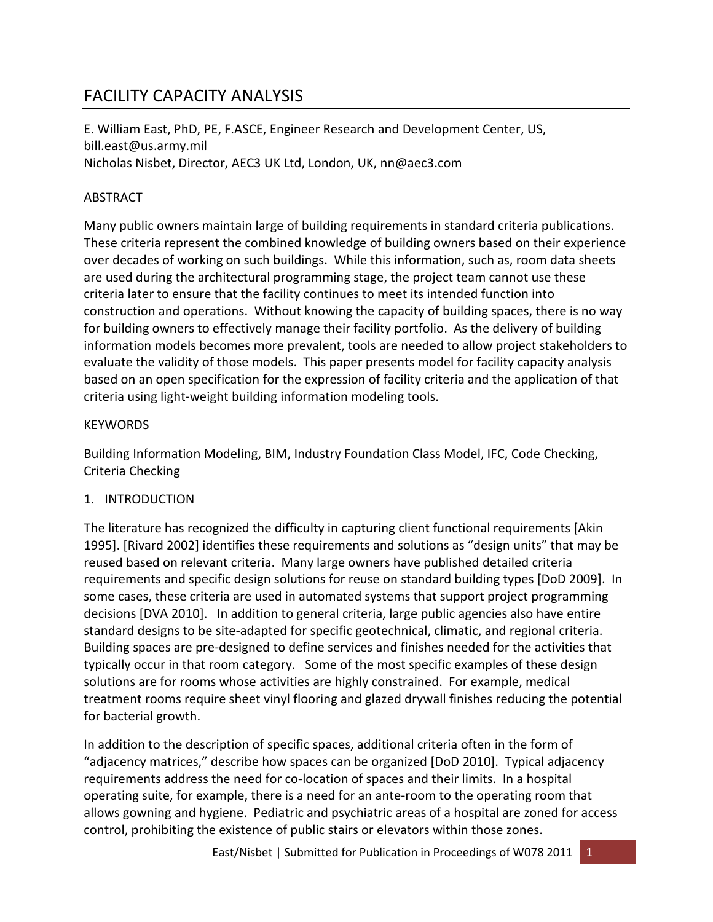# FACILITY CAPACITY ANALYSIS

E. William East, PhD, PE, F.ASCE, Engineer Research and Development Center, US, bill.east@us.army.mil
Nicholas Nisbet, Director, AEC3 UK Ltd, London, UK, nn@aec3.com

## ABSTRACT

Many public owners maintain large of building requirements in standard criteria publications. These criteria represent the combined knowledge of building owners based on their experience over decades of working on such buildings. While this information, such as, room data sheets are used during the architectural programming stage, the project team cannot use these criteria later to ensure that the facility continues to meet its intended function into construction and operations. Without knowing the capacity of building spaces, there is no way for building owners to effectively manage their facility portfolio. As the delivery of building information models becomes more prevalent, tools are needed to allow project stakeholders to evaluate the validity of those models. This paper presents model for facility capacity analysis based on an open specification for the expression of facility criteria and the application of that criteria using light-weight building information modeling tools.

## KEYWORDS

Building Information Modeling, BIM, Industry Foundation Class Model, IFC, Code Checking, Criteria Checking

## 1. INTRODUCTION

The literature has recognized the difficulty in capturing client functional requirements [Akin 1995]. [Rivard 2002] identifies these requirements and solutions as "design units" that may be reused based on relevant criteria. Many large owners have published detailed criteria requirements and specific design solutions for reuse on standard building types [DoD 2009]. In some cases, these criteria are used in automated systems that support project programming decisions [DVA 2010]. In addition to general criteria, large public agencies also have entire standard designs to be site-adapted for specific geotechnical, climatic, and regional criteria. Building spaces are pre-designed to define services and finishes needed for the activities that typically occur in that room category. Some of the most specific examples of these design solutions are for rooms whose activities are highly constrained. For example, medical treatment rooms require sheet vinyl flooring and glazed drywall finishes reducing the potential for bacterial growth.

In addition to the description of specific spaces, additional criteria often in the form of "adjacency matrices," describe how spaces can be organized [DoD 2010]. Typical adjacency requirements address the need for co-location of spaces and their limits. In a hospital operating suite, for example, there is a need for an ante-room to the operating room that allows gowning and hygiene. Pediatric and psychiatric areas of a hospital are zoned for access control, prohibiting the existence of public stairs or elevators within those zones.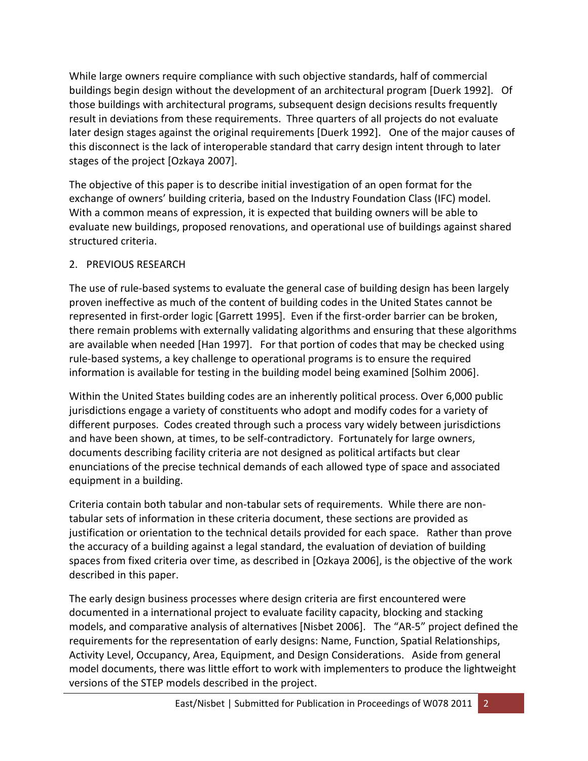While large owners require compliance with such objective standards, half of commercial buildings begin design without the development of an architectural program [Duerk 1992]. Of those buildings with architectural programs, subsequent design decisions results frequently result in deviations from these requirements. Three quarters of all projects do not evaluate later design stages against the original requirements [Duerk 1992]. One of the major causes of this disconnect is the lack of interoperable standard that carry design intent through to later stages of the project [Ozkaya 2007].

The objective of this paper is to describe initial investigation of an open format for the exchange of owners' building criteria, based on the Industry Foundation Class (IFC) model. With a common means of expression, it is expected that building owners will be able to evaluate new buildings, proposed renovations, and operational use of buildings against shared structured criteria.

## 2. PREVIOUS RESEARCH

The use of rule-based systems to evaluate the general case of building design has been largely proven ineffective as much of the content of building codes in the United States cannot be represented in first-order logic [Garrett 1995]. Even if the first-order barrier can be broken, there remain problems with externally validating algorithms and ensuring that these algorithms are available when needed [Han 1997]. For that portion of codes that may be checked using rule-based systems, a key challenge to operational programs is to ensure the required information is available for testing in the building model being examined [Solhim 2006].

Within the United States building codes are an inherently political process. Over 6,000 public jurisdictions engage a variety of constituents who adopt and modify codes for a variety of different purposes. Codes created through such a process vary widely between jurisdictions and have been shown, at times, to be self-contradictory. Fortunately for large owners, documents describing facility criteria are not designed as political artifacts but clear enunciations of the precise technical demands of each allowed type of space and associated equipment in a building.

Criteria contain both tabular and non-tabular sets of requirements. While there are non-tabular sets of information in these criteria document, these sections are provided as justification or orientation to the technical details provided for each space. Rather than prove the accuracy of a building against a legal standard, the evaluation of deviation of building spaces from fixed criteria over time, as described in [Ozkaya 2006], is the objective of the work described in this paper.

The early design business processes where design criteria are first encountered were documented in a international project to evaluate facility capacity, blocking and stacking models, and comparative analysis of alternatives [Nisbet 2006]. The "AR-5" project defined the requirements for the representation of early designs: Name, Function, Spatial Relationships, Activity Level, Occupancy, Area, Equipment, and Design Considerations. Aside from general model documents, there was little effort to work with implementers to produce the lightweight versions of the STEP models described in the project.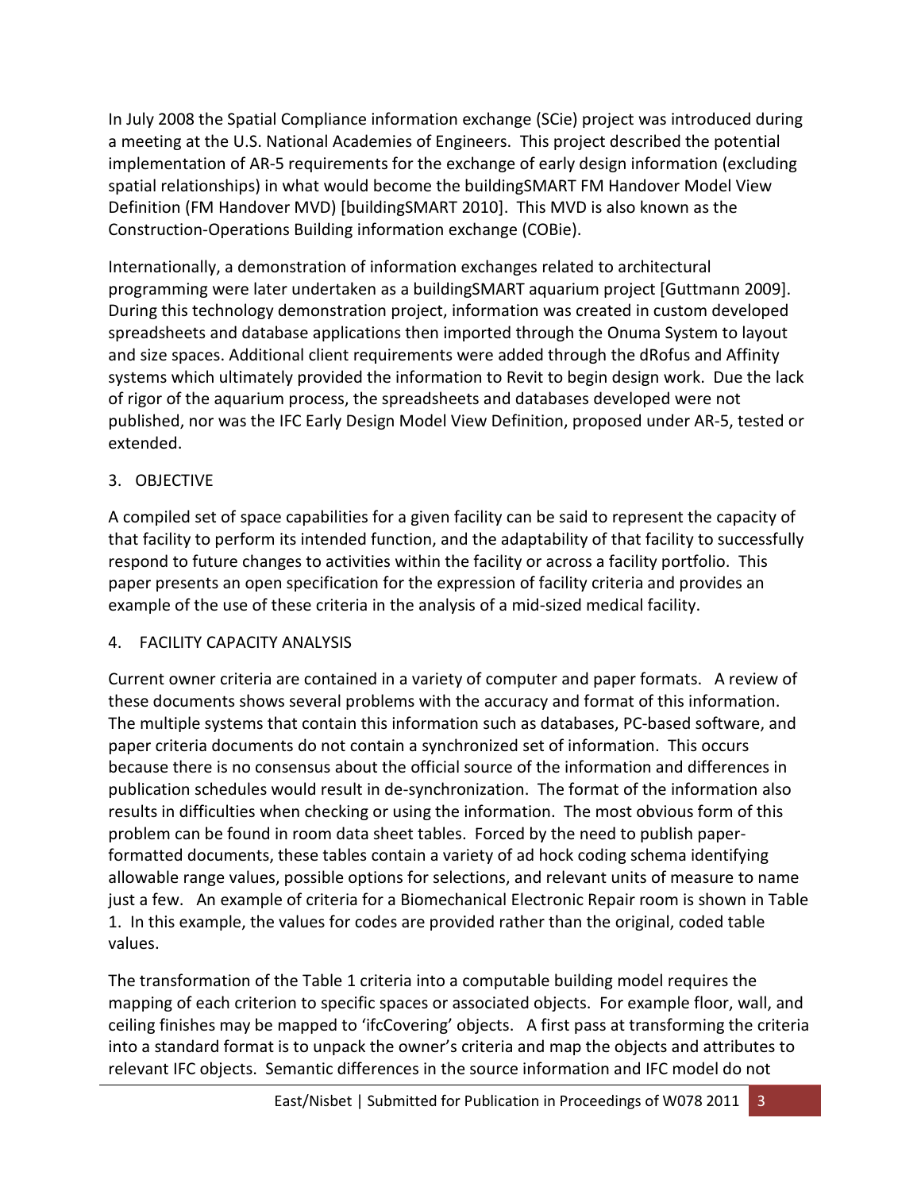In July 2008 the Spatial Compliance information exchange (SCie) project was introduced during a meeting at the U.S. National Academies of Engineers. This project described the potential implementation of AR-5 requirements for the exchange of early design information (excluding spatial relationships) in what would become the buildingSMART FM Handover Model View Definition (FM Handover MVD) [buildingSMART 2010]. This MVD is also known as the Construction-Operations Building information exchange (COBie).

Internationally, a demonstration of information exchanges related to architectural programming were later undertaken as a buildingSMART aquarium project [Guttmann 2009]. During this technology demonstration project, information was created in custom developed spreadsheets and database applications then imported through the Onuma System to layout and size spaces. Additional client requirements were added through the dRofus and Affinity systems which ultimately provided the information to Revit to begin design work. Due the lack of rigor of the aquarium process, the spreadsheets and databases developed were not published, nor was the IFC Early Design Model View Definition, proposed under AR-5, tested or extended.

## 3. OBJECTIVE

A compiled set of space capabilities for a given facility can be said to represent the capacity of that facility to perform its intended function, and the adaptability of that facility to successfully respond to future changes to activities within the facility or across a facility portfolio. This paper presents an open specification for the expression of facility criteria and provides an example of the use of these criteria in the analysis of a mid-sized medical facility.

## 4. FACILITY CAPACITY ANALYSIS

Current owner criteria are contained in a variety of computer and paper formats. A review of these documents shows several problems with the accuracy and format of this information. The multiple systems that contain this information such as databases, PC-based software, and paper criteria documents do not contain a synchronized set of information. This occurs because there is no consensus about the official source of the information and differences in publication schedules would result in de-synchronization. The format of the information also results in difficulties when checking or using the information. The most obvious form of this problem can be found in room data sheet tables. Forced by the need to publish paper-formatted documents, these tables contain a variety of ad hock coding schema identifying allowable range values, possible options for selections, and relevant units of measure to name just a few. An example of criteria for a Biomechanical Electronic Repair room is shown in Table 1. In this example, the values for codes are provided rather than the original, coded table values.

The transformation of the Table 1 criteria into a computable building model requires the mapping of each criterion to specific spaces or associated objects. For example floor, wall, and ceiling finishes may be mapped to 'ifcCovering' objects. A first pass at transforming the criteria into a standard format is to unpack the owner's criteria and map the objects and attributes to relevant IFC objects. Semantic differences in the source information and IFC model do not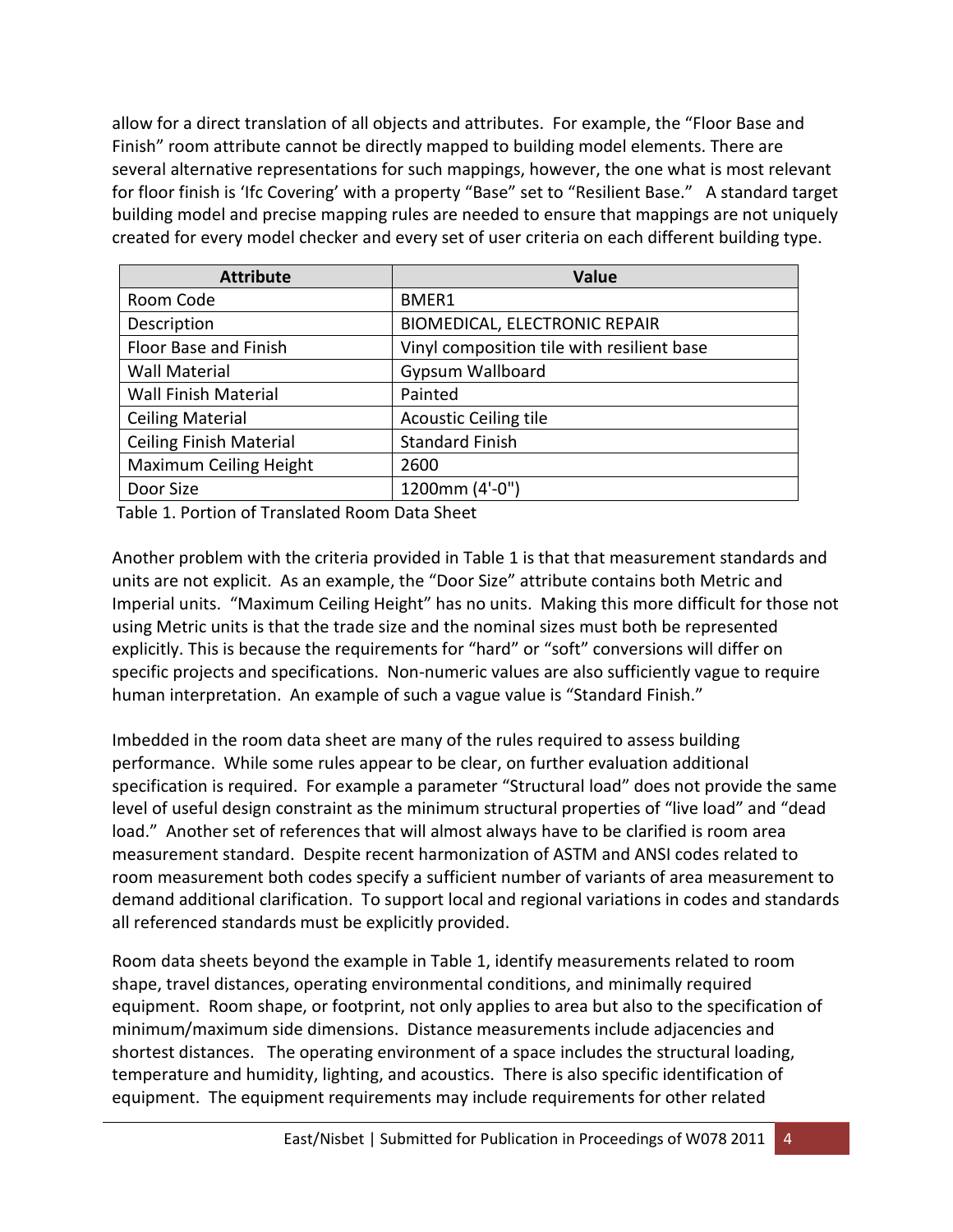allow for a direct translation of all objects and attributes. For example, the "Floor Base and Finish" room attribute cannot be directly mapped to building model elements. There are several alternative representations for such mappings, however, the one what is most relevant for floor finish is 'Ifc Covering' with a property "Base" set to "Resilient Base." A standard target building model and precise mapping rules are needed to ensure that mappings are not uniquely created for every model checker and every set of user criteria on each different building type.

| Attribute | Value |
|---|---|
| Room Code | BMER1 |
| Description | BIOMEDICAL, ELECTRONIC REPAIR |
| Floor Base and Finish | Vinyl composition tile with resilient base |
| Wall Material | Gypsum Wallboard |
| Wall Finish Material | Painted |
| Ceiling Material | Acoustic Ceiling tile |
| Ceiling Finish Material | Standard Finish |
| Maximum Ceiling Height | 2600 |
| Door Size | 1200mm (4'-0") |

Table 1. Portion of Translated Room Data Sheet

Another problem with the criteria provided in Table 1 is that that measurement standards and units are not explicit. As an example, the "Door Size" attribute contains both Metric and Imperial units. "Maximum Ceiling Height" has no units. Making this more difficult for those not using Metric units is that the trade size and the nominal sizes must both be represented explicitly. This is because the requirements for "hard" or "soft" conversions will differ on specific projects and specifications. Non-numeric values are also sufficiently vague to require human interpretation. An example of such a vague value is "Standard Finish."

Imbedded in the room data sheet are many of the rules required to assess building performance. While some rules appear to be clear, on further evaluation additional specification is required. For example a parameter "Structural load" does not provide the same level of useful design constraint as the minimum structural properties of "live load" and "dead load." Another set of references that will almost always have to be clarified is room area measurement standard. Despite recent harmonization of ASTM and ANSI codes related to room measurement both codes specify a sufficient number of variants of area measurement to demand additional clarification. To support local and regional variations in codes and standards all referenced standards must be explicitly provided.

Room data sheets beyond the example in Table 1, identify measurements related to room shape, travel distances, operating environmental conditions, and minimally required equipment. Room shape, or footprint, not only applies to area but also to the specification of minimum/maximum side dimensions. Distance measurements include adjacencies and shortest distances. The operating environment of a space includes the structural loading, temperature and humidity, lighting, and acoustics. There is also specific identification of equipment. The equipment requirements may include requirements for other related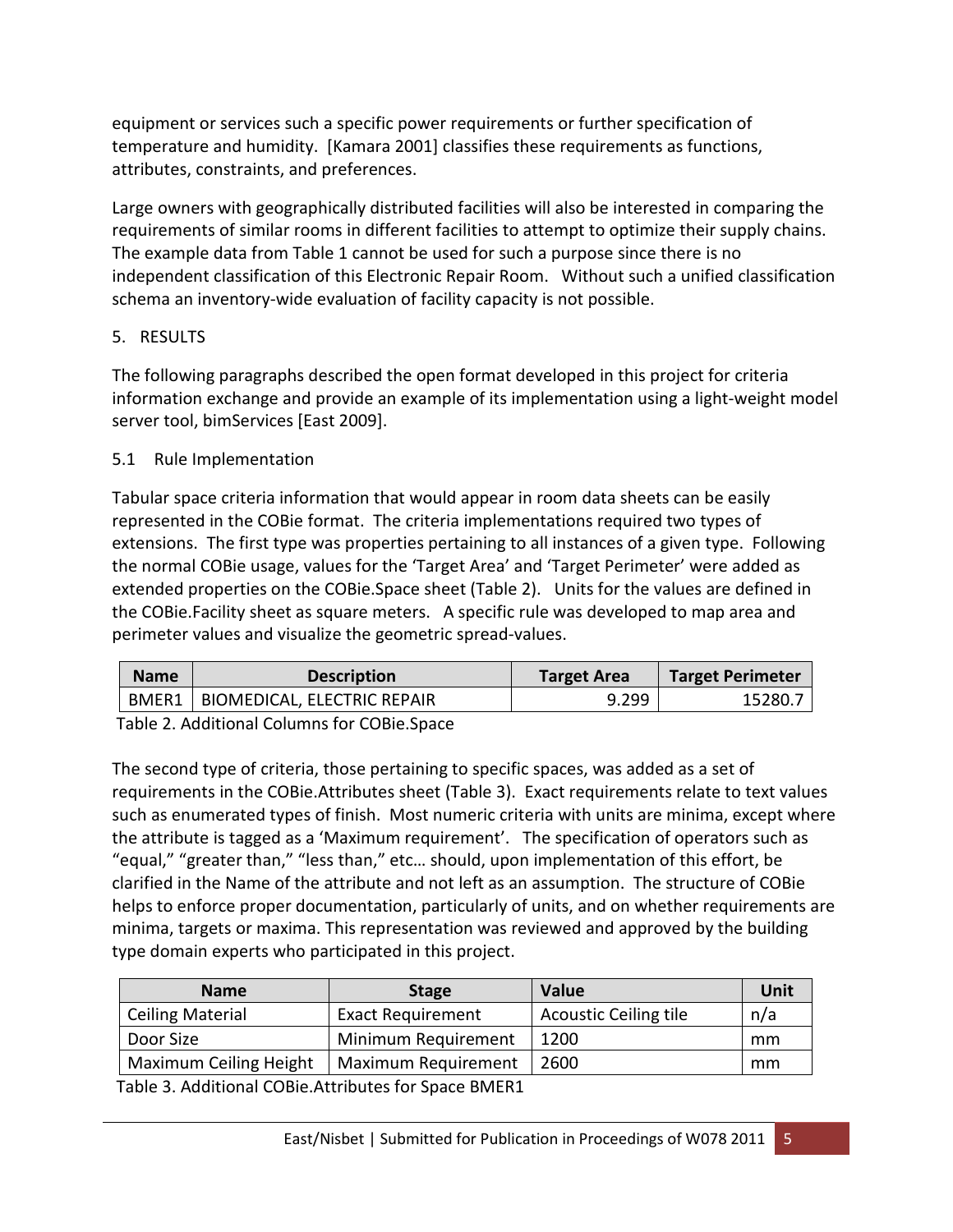equipment or services such a specific power requirements or further specification of temperature and humidity. [Kamara 2001] classifies these requirements as functions, attributes, constraints, and preferences.

Large owners with geographically distributed facilities will also be interested in comparing the requirements of similar rooms in different facilities to attempt to optimize their supply chains. The example data from Table 1 cannot be used for such a purpose since there is no independent classification of this Electronic Repair Room. Without such a unified classification schema an inventory-wide evaluation of facility capacity is not possible.

## 5. RESULTS

The following paragraphs described the open format developed in this project for criteria information exchange and provide an example of its implementation using a light-weight model server tool, bimServices [East 2009].

### 5.1 Rule Implementation

Tabular space criteria information that would appear in room data sheets can be easily represented in the COBie format. The criteria implementations required two types of extensions. The first type was properties pertaining to all instances of a given type. Following the normal COBie usage, values for the 'Target Area' and 'Target Perimeter' were added as extended properties on the COBie.Space sheet (Table 2). Units for the values are defined in the COBie.Facility sheet as square meters. A specific rule was developed to map area and perimeter values and visualize the geometric spread-values.

| Name | Description | Target Area | Target Perimeter |
|---|---|---|---|
| BMER1 | BIOMEDICAL, ELECTRIC REPAIR | 9.299 | 15280.7 |

Table 2. Additional Columns for COBie.Space

The second type of criteria, those pertaining to specific spaces, was added as a set of requirements in the COBie.Attributes sheet (Table 3). Exact requirements relate to text values such as enumerated types of finish. Most numeric criteria with units are minima, except where the attribute is tagged as a 'Maximum requirement'. The specification of operators such as "equal," "greater than," "less than," etc… should, upon implementation of this effort, be clarified in the Name of the attribute and not left as an assumption. The structure of COBie helps to enforce proper documentation, particularly of units, and on whether requirements are minima, targets or maxima. This representation was reviewed and approved by the building type domain experts who participated in this project.

| Name | Stage | Value | Unit |
|---|---|---|---|
| Ceiling Material | Exact Requirement | Acoustic Ceiling tile | n/a |
| Door Size | Minimum Requirement | 1200 | mm |
| Maximum Ceiling Height | Maximum Requirement | 2600 | mm |

Table 3. Additional COBie.Attributes for Space BMER1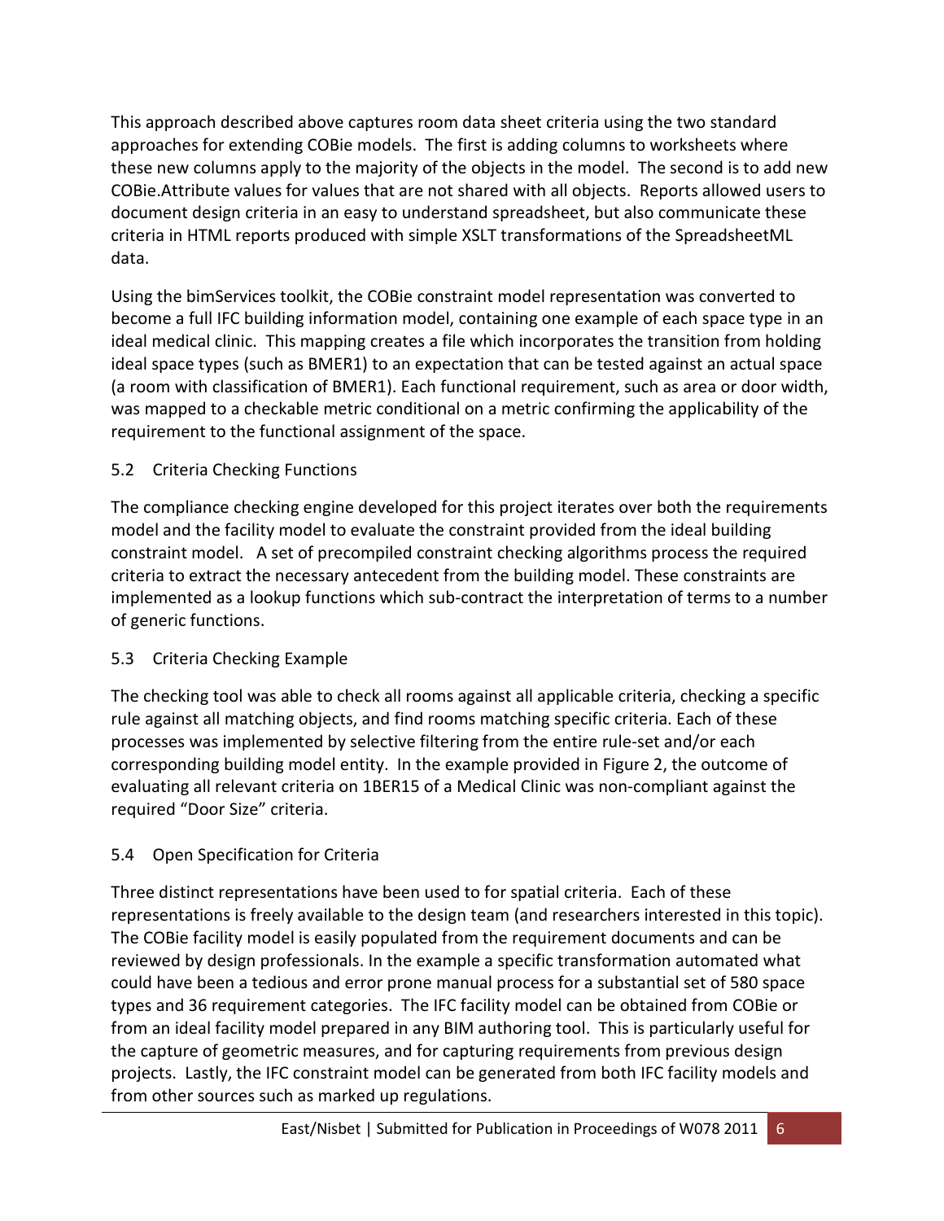This approach described above captures room data sheet criteria using the two standard approaches for extending COBie models. The first is adding columns to worksheets where these new columns apply to the majority of the objects in the model. The second is to add new COBie.Attribute values for values that are not shared with all objects. Reports allowed users to document design criteria in an easy to understand spreadsheet, but also communicate these criteria in HTML reports produced with simple XSLT transformations of the SpreadsheetML data.

Using the bimServices toolkit, the COBie constraint model representation was converted to become a full IFC building information model, containing one example of each space type in an ideal medical clinic. This mapping creates a file which incorporates the transition from holding ideal space types (such as BMER1) to an expectation that can be tested against an actual space (a room with classification of BMER1). Each functional requirement, such as area or door width, was mapped to a checkable metric conditional on a metric confirming the applicability of the requirement to the functional assignment of the space.

## 5.2 Criteria Checking Functions

The compliance checking engine developed for this project iterates over both the requirements model and the facility model to evaluate the constraint provided from the ideal building constraint model. A set of precompiled constraint checking algorithms process the required criteria to extract the necessary antecedent from the building model. These constraints are implemented as a lookup functions which sub-contract the interpretation of terms to a number of generic functions.

## 5.3 Criteria Checking Example

The checking tool was able to check all rooms against all applicable criteria, checking a specific rule against all matching objects, and find rooms matching specific criteria. Each of these processes was implemented by selective filtering from the entire rule-set and/or each corresponding building model entity. In the example provided in Figure 2, the outcome of evaluating all relevant criteria on 1BER15 of a Medical Clinic was non-compliant against the required "Door Size" criteria.

## 5.4 Open Specification for Criteria

Three distinct representations have been used to for spatial criteria. Each of these representations is freely available to the design team (and researchers interested in this topic). The COBie facility model is easily populated from the requirement documents and can be reviewed by design professionals. In the example a specific transformation automated what could have been a tedious and error prone manual process for a substantial set of 580 space types and 36 requirement categories. The IFC facility model can be obtained from COBie or from an ideal facility model prepared in any BIM authoring tool. This is particularly useful for the capture of geometric measures, and for capturing requirements from previous design projects. Lastly, the IFC constraint model can be generated from both IFC facility models and from other sources such as marked up regulations.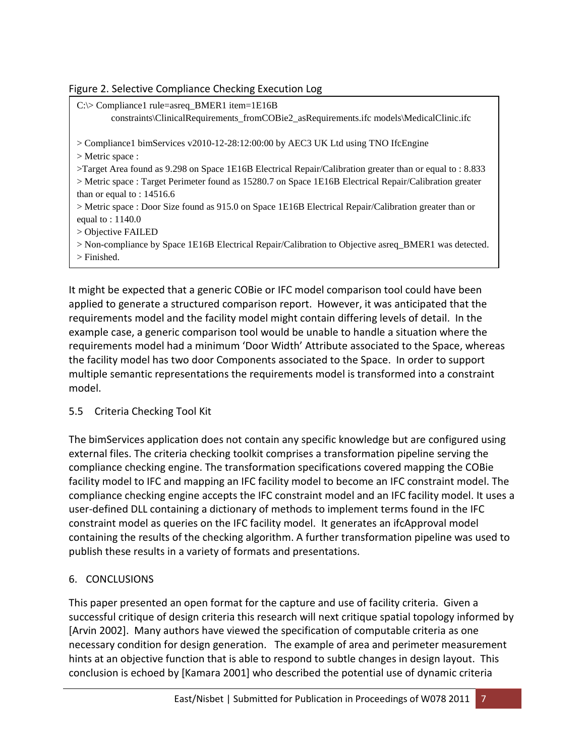Figure 2. Selective Compliance Checking Execution Log

```
C:\> Compliance1 rule=asreq_BMER1 item=1E16B
        constraints\ClinicalRequirements_fromCOBie2_asRequirements.ifc models\MedicalClinic.ifc

> Compliance1 bimServices v2010-12-28:12:00:00 by AEC3 UK Ltd using TNO IfcEngine
> Metric space :
>Target Area found as 9.298 on Space 1E16B Electrical Repair/Calibration greater than or equal to : 8.833
> Metric space : Target Perimeter found as 15280.7 on Space 1E16B Electrical Repair/Calibration greater than or equal to : 14516.6
> Metric space : Door Size found as 915.0 on Space 1E16B Electrical Repair/Calibration greater than or equal to : 1140.0
> Objective FAILED
> Non-compliance by Space 1E16B Electrical Repair/Calibration to Objective asreq_BMER1 was detected.
> Finished.
```

It might be expected that a generic COBie or IFC model comparison tool could have been applied to generate a structured comparison report. However, it was anticipated that the requirements model and the facility model might contain differing levels of detail. In the example case, a generic comparison tool would be unable to handle a situation where the requirements model had a minimum 'Door Width' Attribute associated to the Space, whereas the facility model has two door Components associated to the Space. In order to support multiple semantic representations the requirements model is transformed into a constraint model.

### 5.5 Criteria Checking Tool Kit

The bimServices application does not contain any specific knowledge but are configured using external files. The criteria checking toolkit comprises a transformation pipeline serving the compliance checking engine. The transformation specifications covered mapping the COBie facility model to IFC and mapping an IFC facility model to become an IFC constraint model. The compliance checking engine accepts the IFC constraint model and an IFC facility model. It uses a user-defined DLL containing a dictionary of methods to implement terms found in the IFC constraint model as queries on the IFC facility model. It generates an ifcApproval model containing the results of the checking algorithm. A further transformation pipeline was used to publish these results in a variety of formats and presentations.

## 6. CONCLUSIONS

This paper presented an open format for the capture and use of facility criteria. Given a successful critique of design criteria this research will next critique spatial topology informed by [Arvin 2002]. Many authors have viewed the specification of computable criteria as one necessary condition for design generation. The example of area and perimeter measurement hints at an objective function that is able to respond to subtle changes in design layout. This conclusion is echoed by [Kamara 2001] who described the potential use of dynamic criteria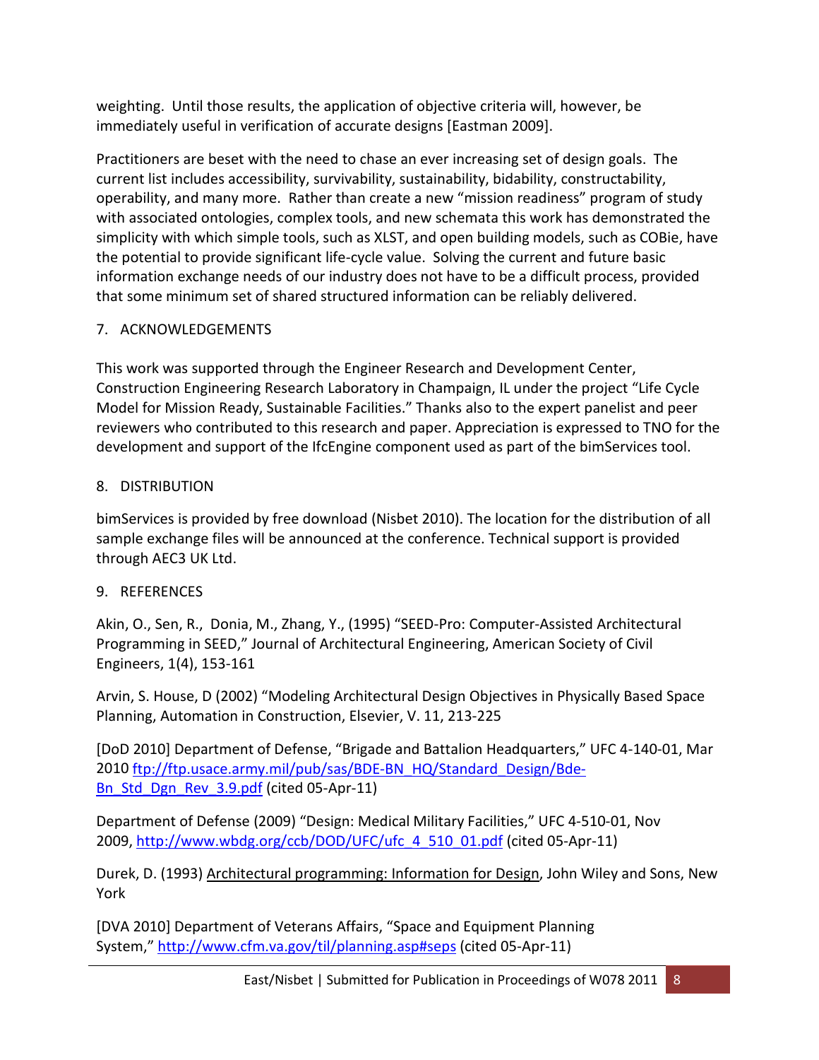weighting. Until those results, the application of objective criteria will, however, be immediately useful in verification of accurate designs [Eastman 2009].

Practitioners are beset with the need to chase an ever increasing set of design goals. The current list includes accessibility, survivability, sustainability, bidability, constructability, operability, and many more. Rather than create a new "mission readiness" program of study with associated ontologies, complex tools, and new schemata this work has demonstrated the simplicity with which simple tools, such as XLST, and open building models, such as COBie, have the potential to provide significant life-cycle value. Solving the current and future basic information exchange needs of our industry does not have to be a difficult process, provided that some minimum set of shared structured information can be reliably delivered.

## 7. ACKNOWLEDGEMENTS

This work was supported through the Engineer Research and Development Center, Construction Engineering Research Laboratory in Champaign, IL under the project "Life Cycle Model for Mission Ready, Sustainable Facilities." Thanks also to the expert panelist and peer reviewers who contributed to this research and paper. Appreciation is expressed to TNO for the development and support of the IfcEngine component used as part of the bimServices tool.

## 8. DISTRIBUTION

bimServices is provided by free download (Nisbet 2010). The location for the distribution of all sample exchange files will be announced at the conference. Technical support is provided through AEC3 UK Ltd.

## 9. REFERENCES

Akin, O., Sen, R., Donia, M., Zhang, Y., (1995) "SEED-Pro: Computer-Assisted Architectural Programming in SEED," Journal of Architectural Engineering, American Society of Civil Engineers, 1(4), 153-161

Arvin, S. House, D (2002) "Modeling Architectural Design Objectives in Physically Based Space Planning, Automation in Construction, Elsevier, V. 11, 213-225

[DoD 2010] Department of Defense, "Brigade and Battalion Headquarters," UFC 4-140-01, Mar 2010 ftp://ftp.usace.army.mil/pub/sas/BDE-BN_HQ/Standard_Design/Bde-Bn_Std_Dgn_Rev_3.9.pdf (cited 05-Apr-11)

Department of Defense (2009) "Design: Medical Military Facilities," UFC 4-510-01, Nov 2009, http://www.wbdg.org/ccb/DOD/UFC/ufc_4_510_01.pdf (cited 05-Apr-11)

Durek, D. (1993) Architectural programming: Information for Design, John Wiley and Sons, New York

[DVA 2010] Department of Veterans Affairs, "Space and Equipment Planning System," http://www.cfm.va.gov/til/planning.asp#seps (cited 05-Apr-11)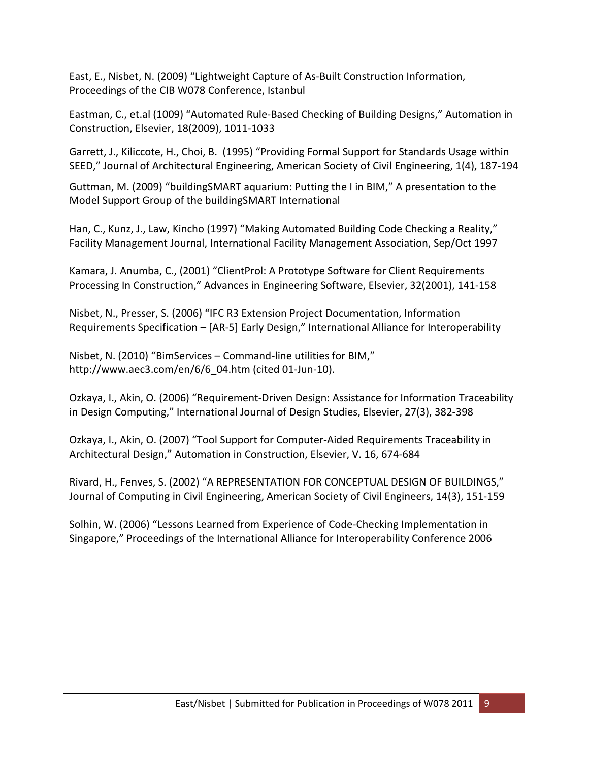East, E., Nisbet, N. (2009) "Lightweight Capture of As-Built Construction Information, Proceedings of the CIB W078 Conference, Istanbul

Eastman, C., et.al (1009) "Automated Rule-Based Checking of Building Designs," Automation in Construction, Elsevier, 18(2009), 1011-1033

Garrett, J., Kiliccote, H., Choi, B. (1995) "Providing Formal Support for Standards Usage within SEED," Journal of Architectural Engineering, American Society of Civil Engineering, 1(4), 187-194

Guttman, M. (2009) "buildingSMART aquarium: Putting the I in BIM," A presentation to the Model Support Group of the buildingSMART International

Han, C., Kunz, J., Law, Kincho (1997) "Making Automated Building Code Checking a Reality," Facility Management Journal, International Facility Management Association, Sep/Oct 1997

Kamara, J. Anumba, C., (2001) "ClientProl: A Prototype Software for Client Requirements Processing In Construction," Advances in Engineering Software, Elsevier, 32(2001), 141-158

Nisbet, N., Presser, S. (2006) "IFC R3 Extension Project Documentation, Information Requirements Specification – [AR-5] Early Design," International Alliance for Interoperability

Nisbet, N. (2010) "BimServices – Command-line utilities for BIM," http://www.aec3.com/en/6/6_04.htm (cited 01-Jun-10).

Ozkaya, I., Akin, O. (2006) "Requirement-Driven Design: Assistance for Information Traceability in Design Computing," International Journal of Design Studies, Elsevier, 27(3), 382-398

Ozkaya, I., Akin, O. (2007) "Tool Support for Computer-Aided Requirements Traceability in Architectural Design," Automation in Construction, Elsevier, V. 16, 674-684

Rivard, H., Fenves, S. (2002) "A REPRESENTATION FOR CONCEPTUAL DESIGN OF BUILDINGS," Journal of Computing in Civil Engineering, American Society of Civil Engineers, 14(3), 151-159

Solhin, W. (2006) "Lessons Learned from Experience of Code-Checking Implementation in Singapore," Proceedings of the International Alliance for Interoperability Conference 2006